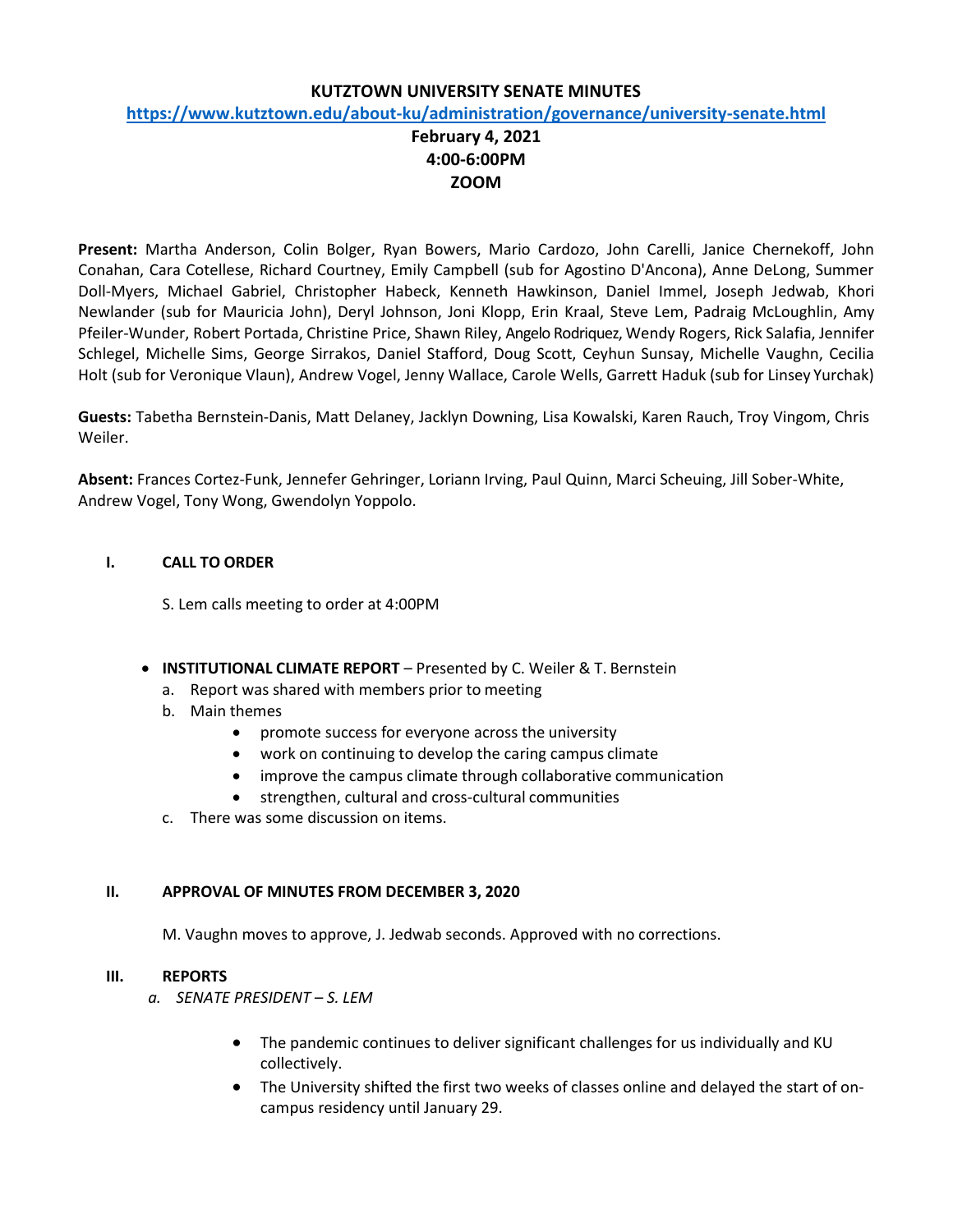# KUTZTOWN UNIVERSITY SENATE MINUTES

**https://www.kutztown.edu/about-ku/administration/governance/university-senate.html**

**February 4, 2021**
**4:00-6:00PM**
**ZOOM**

**Present:** Martha Anderson, Colin Bolger, Ryan Bowers, Mario Cardozo, John Carelli, Janice Chernekoff, John Conahan, Cara Cotellese, Richard Courtney, Emily Campbell (sub for Agostino D'Ancona), Anne DeLong, Summer Doll-Myers, Michael Gabriel, Christopher Habeck, Kenneth Hawkinson, Daniel Immel, Joseph Jedwab, Khori Newlander (sub for Mauricia John), Deryl Johnson, Joni Klopp, Erin Kraal, Steve Lem, Padraig McLoughlin, Amy Pfeiler-Wunder, Robert Portada, Christine Price, Shawn Riley, Angelo Rodriquez, Wendy Rogers, Rick Salafia, Jennifer Schlegel, Michelle Sims, George Sirrakos, Daniel Stafford, Doug Scott, Ceyhun Sunsay, Michelle Vaughn, Cecilia Holt (sub for Veronique Vlaun), Andrew Vogel, Jenny Wallace, Carole Wells, Garrett Haduk (sub for Linsey Yurchak)

**Guests:** Tabetha Bernstein-Danis, Matt Delaney, Jacklyn Downing, Lisa Kowalski, Karen Rauch, Troy Vingom, Chris Weiler.

**Absent:** Frances Cortez-Funk, Jennefer Gehringer, Loriann Irving, Paul Quinn, Marci Scheuing, Jill Sober-White, Andrew Vogel, Tony Wong, Gwendolyn Yoppolo.

## I. CALL TO ORDER

S. Lem calls meeting to order at 4:00PM

- **INSTITUTIONAL CLIMATE REPORT** – Presented by C. Weiler & T. Bernstein
  - a. Report was shared with members prior to meeting
  - b. Main themes
    - promote success for everyone across the university
    - work on continuing to develop the caring campus climate
    - improve the campus climate through collaborative communication
    - strengthen, cultural and cross-cultural communities
  - c. There was some discussion on items.

## II. APPROVAL OF MINUTES FROM DECEMBER 3, 2020

M. Vaughn moves to approve, J. Jedwab seconds. Approved with no corrections.

## III. REPORTS

*a. SENATE PRESIDENT – S. LEM*

- The pandemic continues to deliver significant challenges for us individually and KU collectively.
- The University shifted the first two weeks of classes online and delayed the start of on-campus residency until January 29.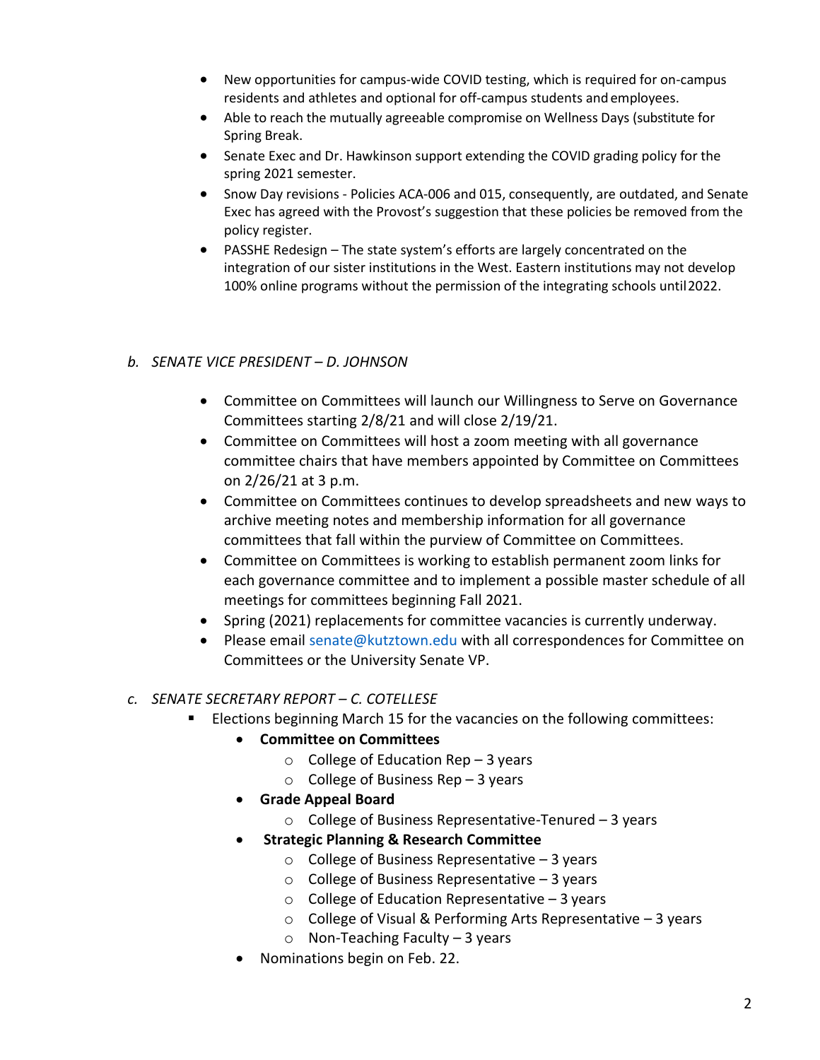- New opportunities for campus-wide COVID testing, which is required for on-campus residents and athletes and optional for off-campus students and employees.
- Able to reach the mutually agreeable compromise on Wellness Days (substitute for Spring Break.
- Senate Exec and Dr. Hawkinson support extending the COVID grading policy for the spring 2021 semester.
- Snow Day revisions - Policies ACA-006 and 015, consequently, are outdated, and Senate Exec has agreed with the Provost's suggestion that these policies be removed from the policy register.
- PASSHE Redesign – The state system's efforts are largely concentrated on the integration of our sister institutions in the West. Eastern institutions may not develop 100% online programs without the permission of the integrating schools until 2022.

*b. SENATE VICE PRESIDENT – D. JOHNSON*

- Committee on Committees will launch our Willingness to Serve on Governance Committees starting 2/8/21 and will close 2/19/21.
- Committee on Committees will host a zoom meeting with all governance committee chairs that have members appointed by Committee on Committees on 2/26/21 at 3 p.m.
- Committee on Committees continues to develop spreadsheets and new ways to archive meeting notes and membership information for all governance committees that fall within the purview of Committee on Committees.
- Committee on Committees is working to establish permanent zoom links for each governance committee and to implement a possible master schedule of all meetings for committees beginning Fall 2021.
- Spring (2021) replacements for committee vacancies is currently underway.
- Please email senate@kutztown.edu with all correspondences for Committee on Committees or the University Senate VP.

*c. SENATE SECRETARY REPORT – C. COTELLESE*

- Elections beginning March 15 for the vacancies on the following committees:
  - **Committee on Committees**
    - College of Education Rep – 3 years
    - College of Business Rep – 3 years
  - **Grade Appeal Board**
    - College of Business Representative-Tenured – 3 years
  - **Strategic Planning & Research Committee**
    - College of Business Representative – 3 years
    - College of Business Representative – 3 years
    - College of Education Representative – 3 years
    - College of Visual & Performing Arts Representative – 3 years
    - Non-Teaching Faculty – 3 years
  - Nominations begin on Feb. 22.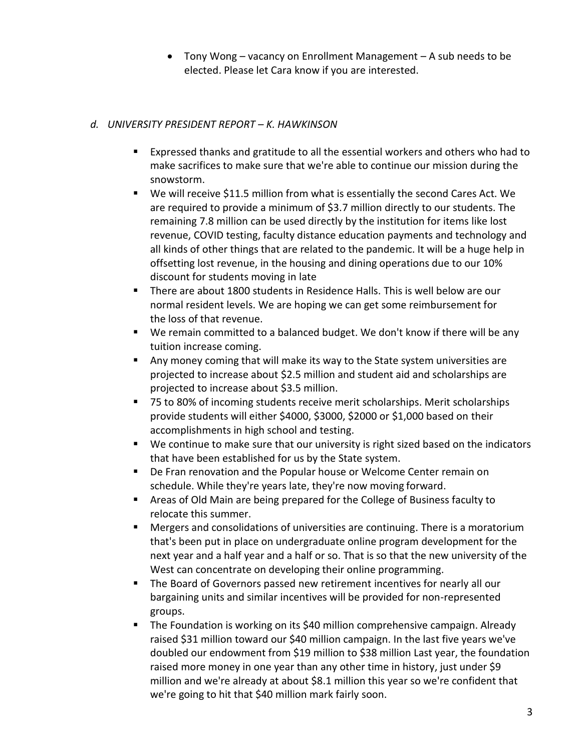- Tony Wong – vacancy on Enrollment Management – A sub needs to be elected. Please let Cara know if you are interested.

*d. UNIVERSITY PRESIDENT REPORT – K. HAWKINSON*

- Expressed thanks and gratitude to all the essential workers and others who had to make sacrifices to make sure that we're able to continue our mission during the snowstorm.
- We will receive $11.5 million from what is essentially the second Cares Act. We are required to provide a minimum of $3.7 million directly to our students. The remaining 7.8 million can be used directly by the institution for items like lost revenue, COVID testing, faculty distance education payments and technology and all kinds of other things that are related to the pandemic. It will be a huge help in offsetting lost revenue, in the housing and dining operations due to our 10% discount for students moving in late
- There are about 1800 students in Residence Halls. This is well below are our normal resident levels. We are hoping we can get some reimbursement for the loss of that revenue.
- We remain committed to a balanced budget. We don't know if there will be any tuition increase coming.
- Any money coming that will make its way to the State system universities are projected to increase about $2.5 million and student aid and scholarships are projected to increase about $3.5 million.
- 75 to 80% of incoming students receive merit scholarships. Merit scholarships provide students will either $4000, $3000, $2000 or $1,000 based on their accomplishments in high school and testing.
- We continue to make sure that our university is right sized based on the indicators that have been established for us by the State system.
- De Fran renovation and the Popular house or Welcome Center remain on schedule. While they're years late, they're now moving forward.
- Areas of Old Main are being prepared for the College of Business faculty to relocate this summer.
- Mergers and consolidations of universities are continuing. There is a moratorium that's been put in place on undergraduate online program development for the next year and a half year and a half or so. That is so that the new university of the West can concentrate on developing their online programming.
- The Board of Governors passed new retirement incentives for nearly all our bargaining units and similar incentives will be provided for non-represented groups.
- The Foundation is working on its $40 million comprehensive campaign. Already raised $31 million toward our $40 million campaign. In the last five years we've doubled our endowment from $19 million to $38 million Last year, the foundation raised more money in one year than any other time in history, just under $9 million and we're already at about $8.1 million this year so we're confident that we're going to hit that $40 million mark fairly soon.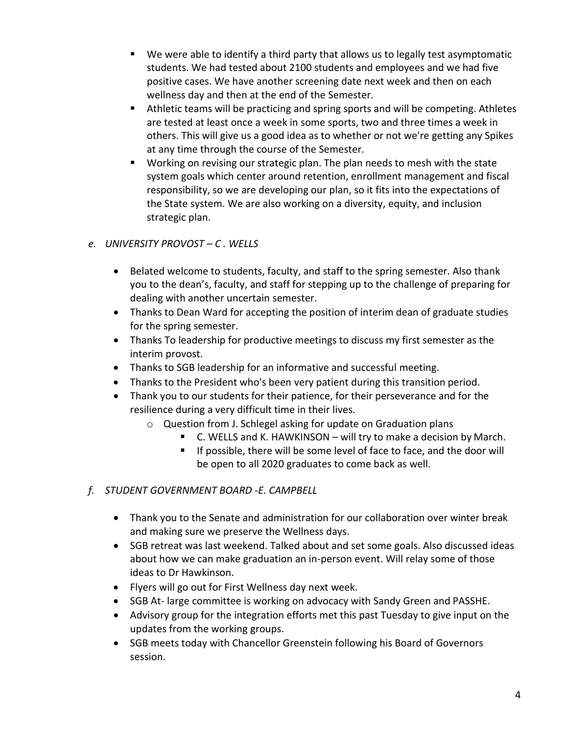- We were able to identify a third party that allows us to legally test asymptomatic students. We had tested about 2100 students and employees and we had five positive cases. We have another screening date next week and then on each wellness day and then at the end of the Semester.
  - Athletic teams will be practicing and spring sports and will be competing. Athletes are tested at least once a week in some sports, two and three times a week in others. This will give us a good idea as to whether or not we're getting any Spikes at any time through the course of the Semester.
  - Working on revising our strategic plan. The plan needs to mesh with the state system goals which center around retention, enrollment management and fiscal responsibility, so we are developing our plan, so it fits into the expectations of the State system. We are also working on a diversity, equity, and inclusion strategic plan.

*e. UNIVERSITY PROVOST – C . WELLS*

- Belated welcome to students, faculty, and staff to the spring semester. Also thank you to the dean's, faculty, and staff for stepping up to the challenge of preparing for dealing with another uncertain semester.
- Thanks to Dean Ward for accepting the position of interim dean of graduate studies for the spring semester.
- Thanks To leadership for productive meetings to discuss my first semester as the interim provost.
- Thanks to SGB leadership for an informative and successful meeting.
- Thanks to the President who's been very patient during this transition period.
- Thank you to our students for their patience, for their perseverance and for the resilience during a very difficult time in their lives.
  - Question from J. Schlegel asking for update on Graduation plans
    - C. WELLS and K. HAWKINSON – will try to make a decision by March.
    - If possible, there will be some level of face to face, and the door will be open to all 2020 graduates to come back as well.

*f. STUDENT GOVERNMENT BOARD -E. CAMPBELL*

- Thank you to the Senate and administration for our collaboration over winter break and making sure we preserve the Wellness days.
- SGB retreat was last weekend. Talked about and set some goals. Also discussed ideas about how we can make graduation an in-person event. Will relay some of those ideas to Dr Hawkinson.
- Flyers will go out for First Wellness day next week.
- SGB At- large committee is working on advocacy with Sandy Green and PASSHE.
- Advisory group for the integration efforts met this past Tuesday to give input on the updates from the working groups.
- SGB meets today with Chancellor Greenstein following his Board of Governors session.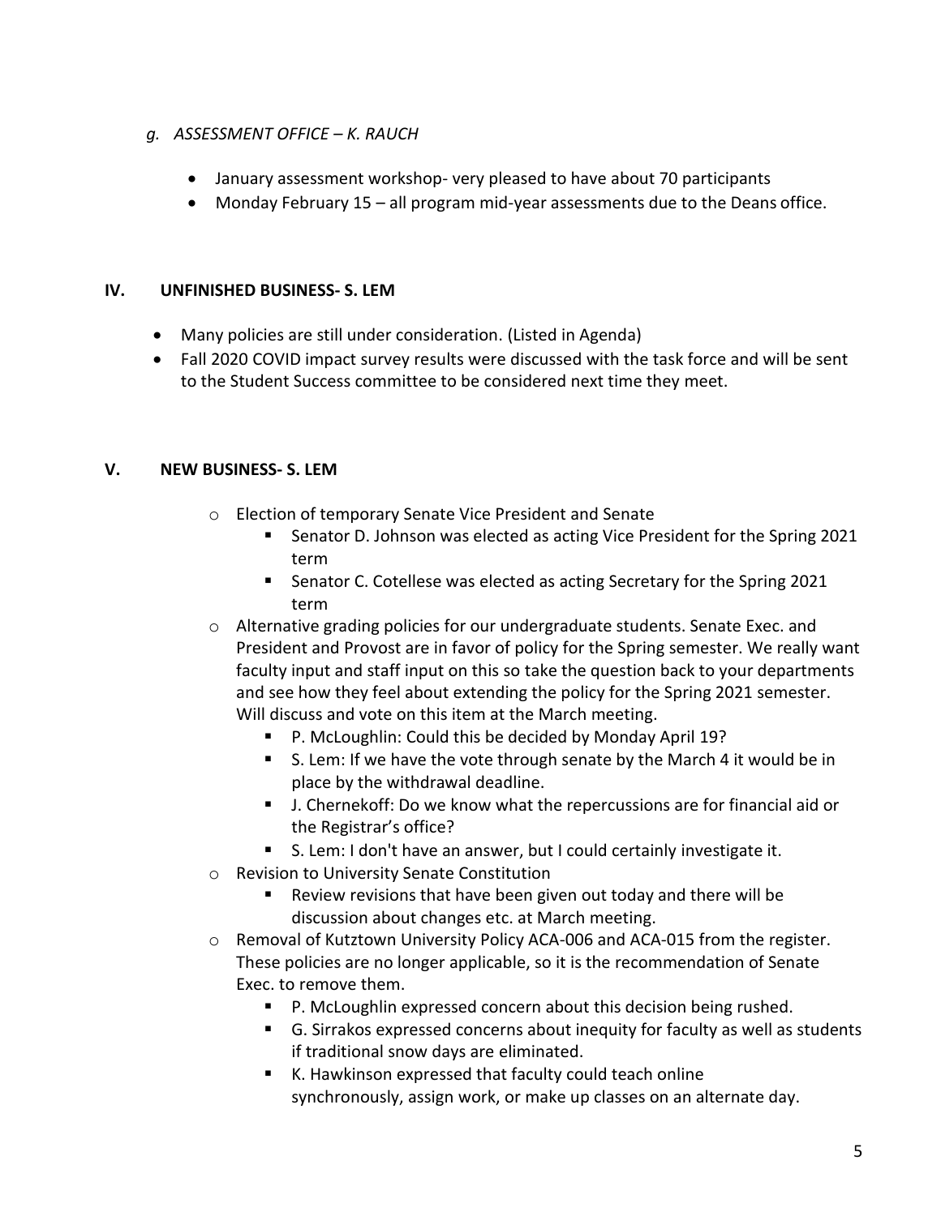*g. ASSESSMENT OFFICE – K. RAUCH*

- January assessment workshop- very pleased to have about 70 participants
- Monday February 15 – all program mid-year assessments due to the Deans office.

## IV. UNFINISHED BUSINESS- S. LEM

- Many policies are still under consideration. (Listed in Agenda)
- Fall 2020 COVID impact survey results were discussed with the task force and will be sent to the Student Success committee to be considered next time they meet.

## V. NEW BUSINESS- S. LEM

- Election of temporary Senate Vice President and Senate
  - Senator D. Johnson was elected as acting Vice President for the Spring 2021 term
  - Senator C. Cotellese was elected as acting Secretary for the Spring 2021 term
- Alternative grading policies for our undergraduate students. Senate Exec. and President and Provost are in favor of policy for the Spring semester. We really want faculty input and staff input on this so take the question back to your departments and see how they feel about extending the policy for the Spring 2021 semester. Will discuss and vote on this item at the March meeting.
  - P. McLoughlin: Could this be decided by Monday April 19?
  - S. Lem: If we have the vote through senate by the March 4 it would be in place by the withdrawal deadline.
  - J. Chernekoff: Do we know what the repercussions are for financial aid or the Registrar's office?
  - S. Lem: I don't have an answer, but I could certainly investigate it.
- Revision to University Senate Constitution
  - Review revisions that have been given out today and there will be discussion about changes etc. at March meeting.
- Removal of Kutztown University Policy ACA-006 and ACA-015 from the register. These policies are no longer applicable, so it is the recommendation of Senate Exec. to remove them.
  - P. McLoughlin expressed concern about this decision being rushed.
  - G. Sirrakos expressed concerns about inequity for faculty as well as students if traditional snow days are eliminated.
  - K. Hawkinson expressed that faculty could teach online synchronously, assign work, or make up classes on an alternate day.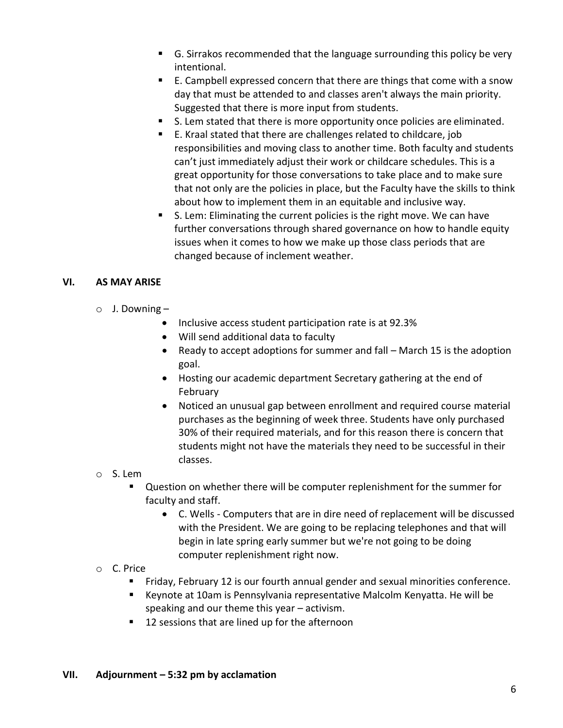- G. Sirrakos recommended that the language surrounding this policy be very intentional.
- E. Campbell expressed concern that there are things that come with a snow day that must be attended to and classes aren't always the main priority. Suggested that there is more input from students.
- S. Lem stated that there is more opportunity once policies are eliminated.
- E. Kraal stated that there are challenges related to childcare, job responsibilities and moving class to another time. Both faculty and students can't just immediately adjust their work or childcare schedules. This is a great opportunity for those conversations to take place and to make sure that not only are the policies in place, but the Faculty have the skills to think about how to implement them in an equitable and inclusive way.
- S. Lem: Eliminating the current policies is the right move. We can have further conversations through shared governance on how to handle equity issues when it comes to how we make up those class periods that are changed because of inclement weather.

## VI. AS MAY ARISE

- J. Downing –
  - Inclusive access student participation rate is at 92.3%
  - Will send additional data to faculty
  - Ready to accept adoptions for summer and fall – March 15 is the adoption goal.
  - Hosting our academic department Secretary gathering at the end of February
  - Noticed an unusual gap between enrollment and required course material purchases as the beginning of week three. Students have only purchased 30% of their required materials, and for this reason there is concern that students might not have the materials they need to be successful in their classes.
- S. Lem
  - Question on whether there will be computer replenishment for the summer for faculty and staff.
    - C. Wells - Computers that are in dire need of replacement will be discussed with the President. We are going to be replacing telephones and that will begin in late spring early summer but we're not going to be doing computer replenishment right now.
- C. Price
  - Friday, February 12 is our fourth annual gender and sexual minorities conference.
  - Keynote at 10am is Pennsylvania representative Malcolm Kenyatta. He will be speaking and our theme this year – activism.
  - 12 sessions that are lined up for the afternoon

## VII. Adjournment – 5:32 pm by acclamation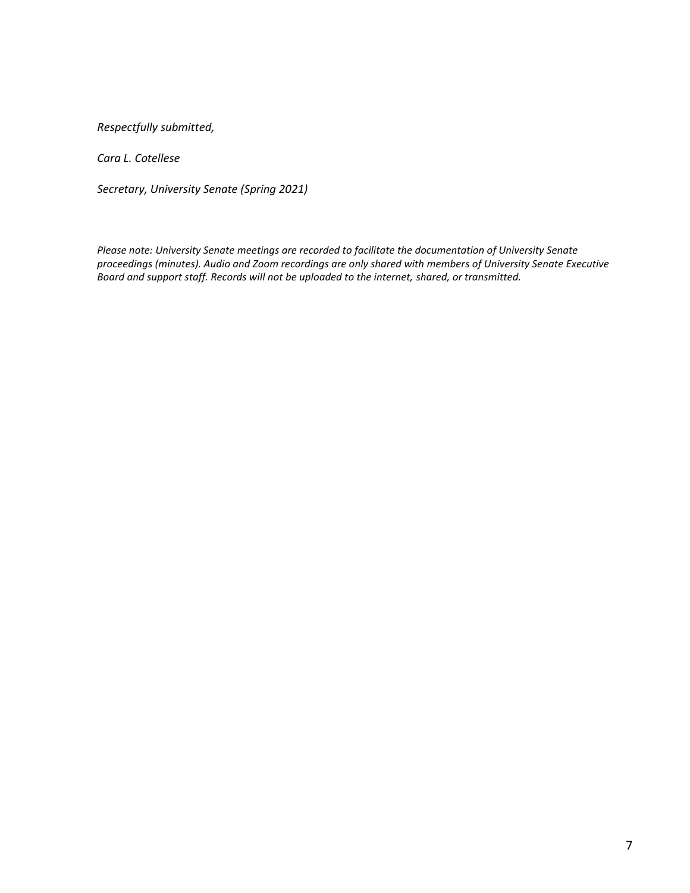*Respectfully submitted,*

*Cara L. Cotellese*

*Secretary, University Senate (Spring 2021)*

*Please note: University Senate meetings are recorded to facilitate the documentation of University Senate proceedings (minutes). Audio and Zoom recordings are only shared with members of University Senate Executive Board and support staff. Records will not be uploaded to the internet, shared, or transmitted.*